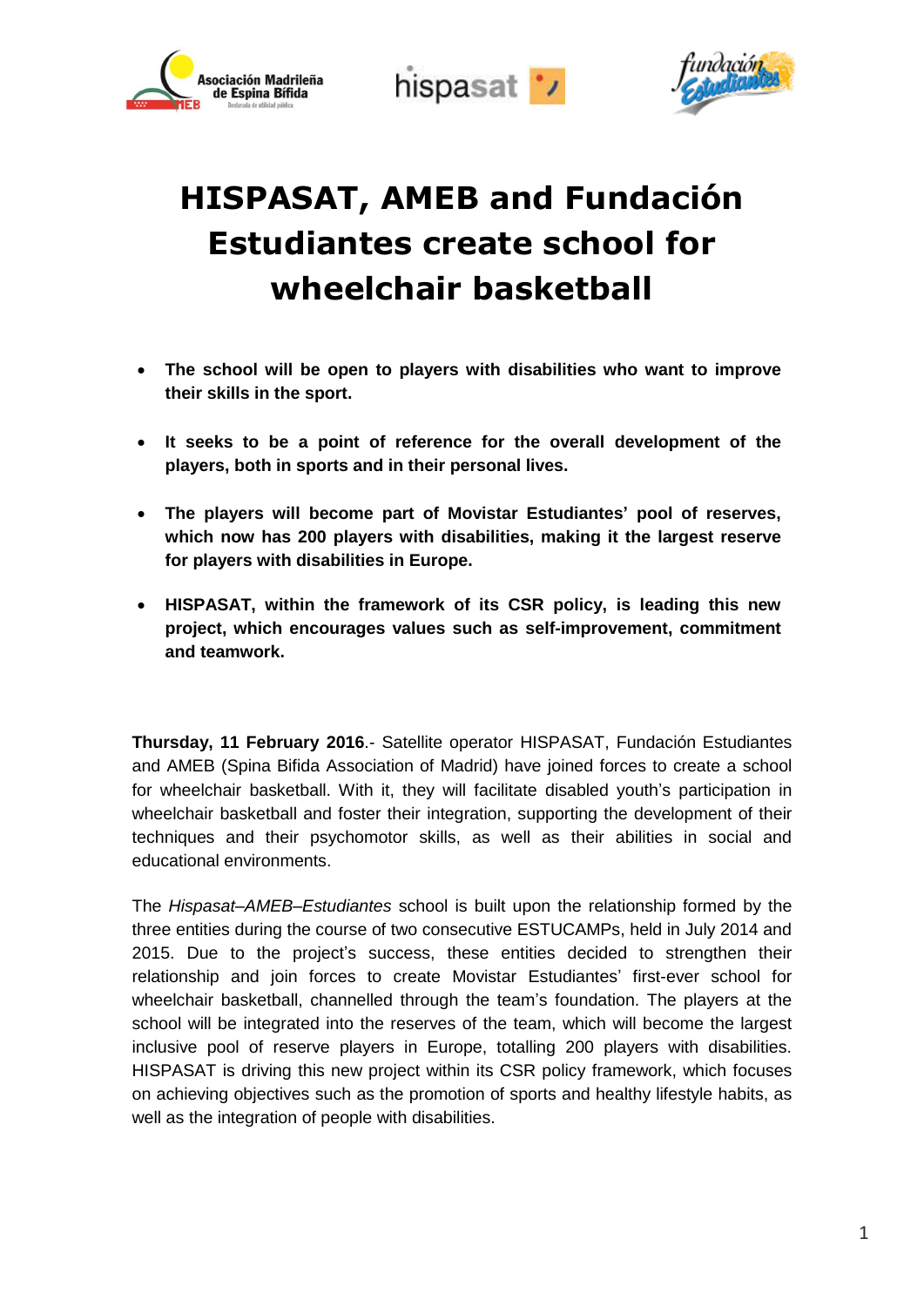# HISPASAT, AMEB and Fundación Estudiantes create school for wheelchair basketball

- **The school will be open to players with disabilities who want to improve their skills in the sport.**
- **It seeks to be a point of reference for the overall development of the players, both in sports and in their personal lives.**
- **The players will become part of Movistar Estudiantes' pool of reserves, which now has 200 players with disabilities, making it the largest reserve for players with disabilities in Europe.**
- **HISPASAT, within the framework of its CSR policy, is leading this new project, which encourages values such as self-improvement, commitment and teamwork.**

**Thursday, 11 February 2016**.- Satellite operator HISPASAT, Fundación Estudiantes and AMEB (Spina Bifida Association of Madrid) have joined forces to create a school for wheelchair basketball. With it, they will facilitate disabled youth's participation in wheelchair basketball and foster their integration, supporting the development of their techniques and their psychomotor skills, as well as their abilities in social and educational environments.

The *Hispasat–AMEB–Estudiantes* school is built upon the relationship formed by the three entities during the course of two consecutive ESTUCAMPs, held in July 2014 and 2015. Due to the project's success, these entities decided to strengthen their relationship and join forces to create Movistar Estudiantes' first-ever school for wheelchair basketball, channelled through the team's foundation. The players at the school will be integrated into the reserves of the team, which will become the largest inclusive pool of reserve players in Europe, totalling 200 players with disabilities. HISPASAT is driving this new project within its CSR policy framework, which focuses on achieving objectives such as the promotion of sports and healthy lifestyle habits, as well as the integration of people with disabilities.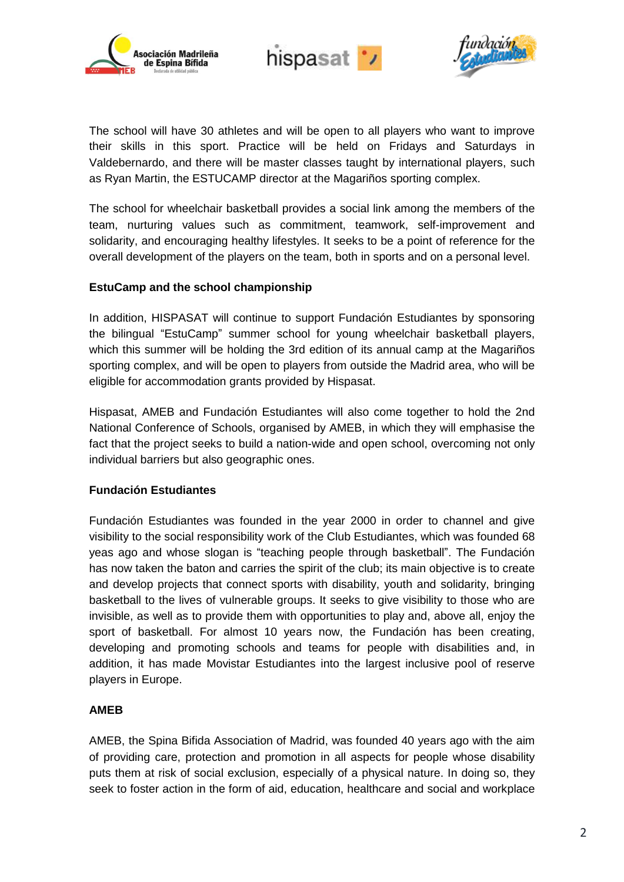The school will have 30 athletes and will be open to all players who want to improve their skills in this sport. Practice will be held on Fridays and Saturdays in Valdebernardo, and there will be master classes taught by international players, such as Ryan Martin, the ESTUCAMP director at the Magariños sporting complex.

The school for wheelchair basketball provides a social link among the members of the team, nurturing values such as commitment, teamwork, self-improvement and solidarity, and encouraging healthy lifestyles. It seeks to be a point of reference for the overall development of the players on the team, both in sports and on a personal level.

**EstuCamp and the school championship**

In addition, HISPASAT will continue to support Fundación Estudiantes by sponsoring the bilingual "EstuCamp" summer school for young wheelchair basketball players, which this summer will be holding the 3rd edition of its annual camp at the Magariños sporting complex, and will be open to players from outside the Madrid area, who will be eligible for accommodation grants provided by Hispasat.

Hispasat, AMEB and Fundación Estudiantes will also come together to hold the 2nd National Conference of Schools, organised by AMEB, in which they will emphasise the fact that the project seeks to build a nation-wide and open school, overcoming not only individual barriers but also geographic ones.

**Fundación Estudiantes**

Fundación Estudiantes was founded in the year 2000 in order to channel and give visibility to the social responsibility work of the Club Estudiantes, which was founded 68 yeas ago and whose slogan is "teaching people through basketball". The Fundación has now taken the baton and carries the spirit of the club; its main objective is to create and develop projects that connect sports with disability, youth and solidarity, bringing basketball to the lives of vulnerable groups. It seeks to give visibility to those who are invisible, as well as to provide them with opportunities to play and, above all, enjoy the sport of basketball. For almost 10 years now, the Fundación has been creating, developing and promoting schools and teams for people with disabilities and, in addition, it has made Movistar Estudiantes into the largest inclusive pool of reserve players in Europe.

**AMEB**

AMEB, the Spina Bifida Association of Madrid, was founded 40 years ago with the aim of providing care, protection and promotion in all aspects for people whose disability puts them at risk of social exclusion, especially of a physical nature. In doing so, they seek to foster action in the form of aid, education, healthcare and social and workplace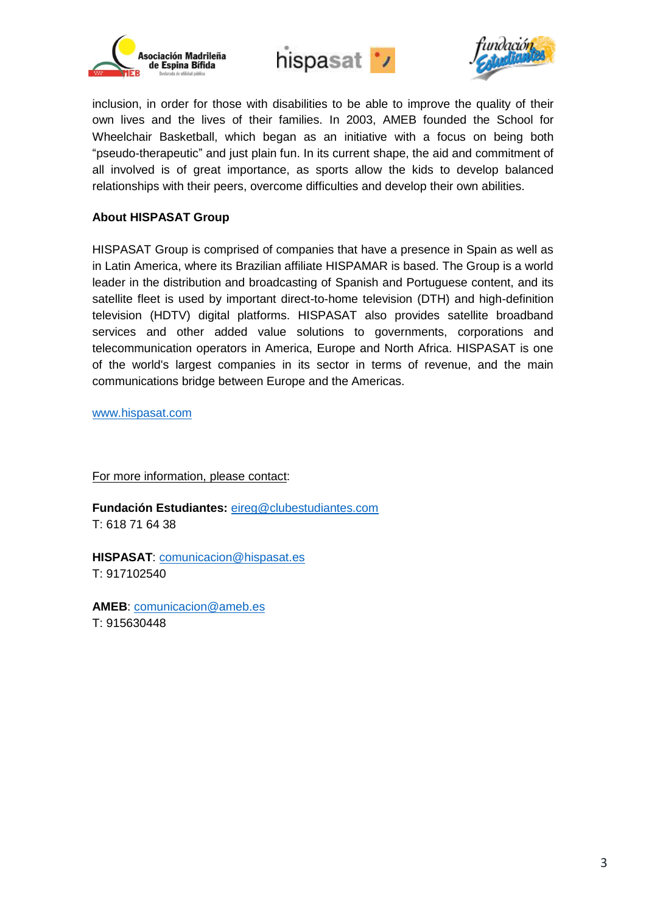inclusion, in order for those with disabilities to be able to improve the quality of their own lives and the lives of their families. In 2003, AMEB founded the School for Wheelchair Basketball, which began as an initiative with a focus on being both “pseudo-therapeutic” and just plain fun. In its current shape, the aid and commitment of all involved is of great importance, as sports allow the kids to develop balanced relationships with their peers, overcome difficulties and develop their own abilities.

**About HISPASAT Group**

HISPASAT Group is comprised of companies that have a presence in Spain as well as in Latin America, where its Brazilian affiliate HISPAMAR is based. The Group is a world leader in the distribution and broadcasting of Spanish and Portuguese content, and its satellite fleet is used by important direct-to-home television (DTH) and high-definition television (HDTV) digital platforms. HISPASAT also provides satellite broadband services and other added value solutions to governments, corporations and telecommunication operators in America, Europe and North Africa. HISPASAT is one of the world's largest companies in its sector in terms of revenue, and the main communications bridge between Europe and the Americas.

www.hispasat.com

For more information, please contact:

**Fundación Estudiantes:** eireg@clubestudiantes.com
T: 618 71 64 38

**HISPASAT**: comunicacion@hispasat.es
T: 917102540

**AMEB**: comunicacion@ameb.es
T: 915630448